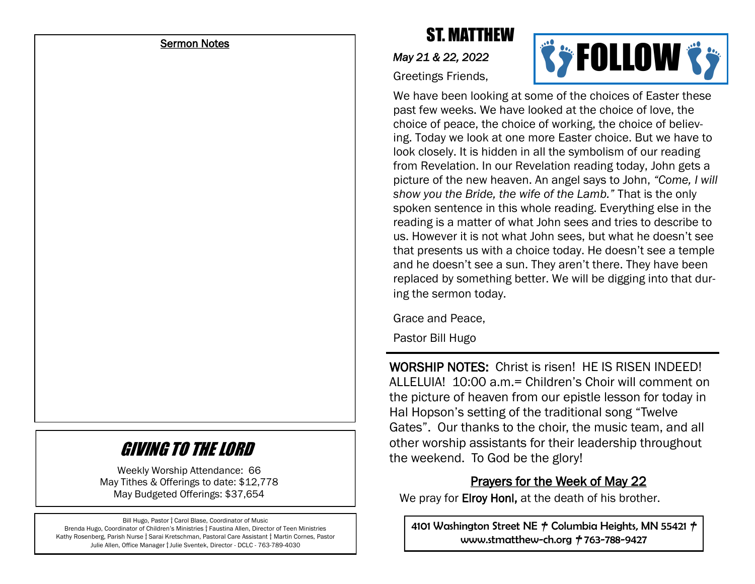## Sermon Notes

# GIVING TO THE LORD

Weekly Worship Attendance: 66
May Tithes & Offerings to date: $12,778
May Budgeted Offerings: $37,654

Bill Hugo, Pastor † Carol Blase, Coordinator of Music
Brenda Hugo, Coordinator of Children's Ministries † Faustina Allen, Director of Teen Ministries
Kathy Rosenberg, Parish Nurse † Sarai Kretschman, Pastoral Care Assistant † Martin Cornes, Pastor
Julie Allen, Office Manager † Julie Sventek, Director - DCLC - 763-789-4030

# ST. MATTHEW

## FOLLOW

*May 21 & 22, 2022*

Greetings Friends,

We have been looking at some of the choices of Easter these past few weeks. We have looked at the choice of love, the choice of peace, the choice of working, the choice of believing. Today we look at one more Easter choice. But we have to look closely. It is hidden in all the symbolism of our reading from Revelation. In our Revelation reading today, John gets a picture of the new heaven. An angel says to John, *"Come, I will show you the Bride, the wife of the Lamb."* That is the only spoken sentence in this whole reading. Everything else in the reading is a matter of what John sees and tries to describe to us. However it is not what John sees, but what he doesn't see that presents us with a choice today. He doesn't see a temple and he doesn't see a sun. They aren't there. They have been replaced by something better. We will be digging into that during the sermon today.

Grace and Peace,

Pastor Bill Hugo

---

**WORSHIP NOTES:** Christ is risen! HE IS RISEN INDEED! ALLELUIA! 10:00 a.m.= Children's Choir will comment on the picture of heaven from our epistle lesson for today in Hal Hopson's setting of the traditional song "Twelve Gates". Our thanks to the choir, the music team, and all other worship assistants for their leadership throughout the weekend. To God be the glory!

## Prayers for the Week of May 22

We pray for **Elroy Honl,** at the death of his brother.

4101 Washington Street NE † Columbia Heights, MN 55421 †
www.stmatthew-ch.org † 763-788-9427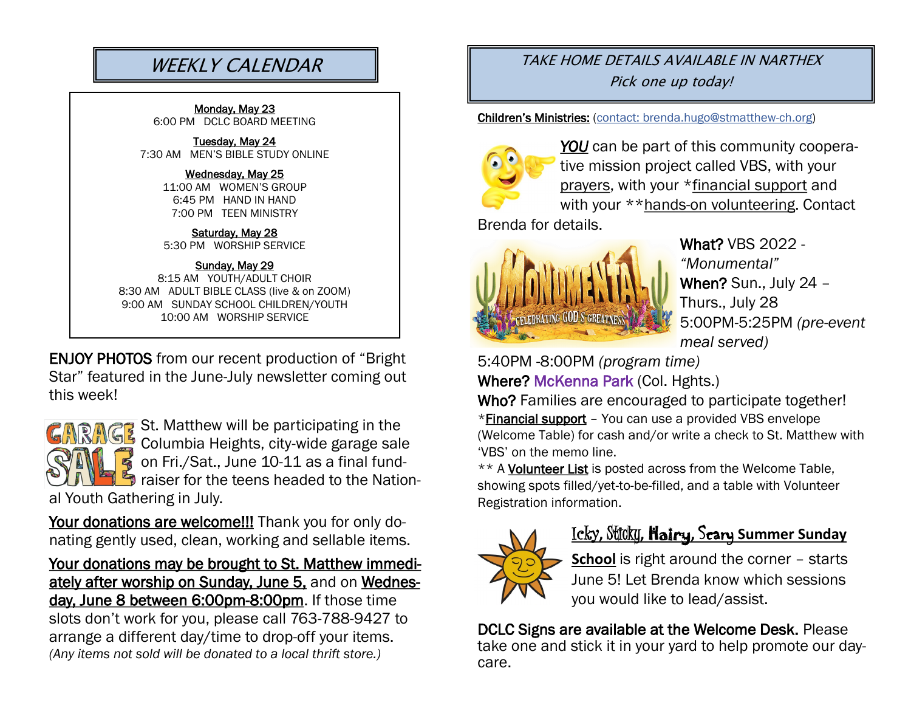## WEEKLY CALENDAR

**Monday, May 23**
6:00 PM DCLC BOARD MEETING

**Tuesday, May 24**
7:30 AM MEN'S BIBLE STUDY ONLINE

**Wednesday, May 25**
11:00 AM WOMEN'S GROUP
6:45 PM HAND IN HAND
7:00 PM TEEN MINISTRY

**Saturday, May 28**
5:30 PM WORSHIP SERVICE

**Sunday, May 29**
8:15 AM YOUTH/ADULT CHOIR
8:30 AM ADULT BIBLE CLASS (live & on ZOOM)
9:00 AM SUNDAY SCHOOL CHILDREN/YOUTH
10:00 AM WORSHIP SERVICE

**ENJOY PHOTOS** from our recent production of "Bright Star" featured in the June-July newsletter coming out this week!

St. Matthew will be participating in the Columbia Heights, city-wide garage sale on Fri./Sat., June 10-11 as a final fundraiser for the teens headed to the National Youth Gathering in July.

**Your donations are welcome!!!** Thank you for only donating gently used, clean, working and sellable items.

**Your donations may be brought to St. Matthew immediately after worship on Sunday, June 5,** and on **Wednesday, June 8 between 6:00pm-8:00pm**. If those time slots don't work for you, please call 763-788-9427 to arrange a different day/time to drop-off your items.
*(Any items not sold will be donated to a local thrift store.)*

## *TAKE HOME DETAILS AVAILABLE IN NARTHEX*
*Pick one up today!*

**Children's Ministries:** (contact: brenda.hugo@stmatthew-ch.org)

***YOU*** can be part of this community cooperative mission project called VBS, with your prayers, with your *financial support and with your **hands-on volunteering. Contact Brenda for details.

**What?** VBS 2022 - *"Monumental"*
**When?** Sun., July 24 – Thurs., July 28
5:00PM-5:25PM *(pre-event meal served)*
5:40PM -8:00PM *(program time)*
**Where?** McKenna Park (Col. Hghts.)
**Who?** Families are encouraged to participate together!

***Financial support** – You can use a provided VBS envelope (Welcome Table) for cash and/or write a check to St. Matthew with 'VBS' on the memo line.

** A **Volunteer List** is posted across from the Welcome Table, showing spots filled/yet-to-be-filled, and a table with Volunteer Registration information.

**Icky, Sticky, Hairy, Scary Summer Sunday School** is right around the corner – starts June 5! Let Brenda know which sessions you would like to lead/assist.

**DCLC Signs are available at the Welcome Desk.** Please take one and stick it in your yard to help promote our daycare.